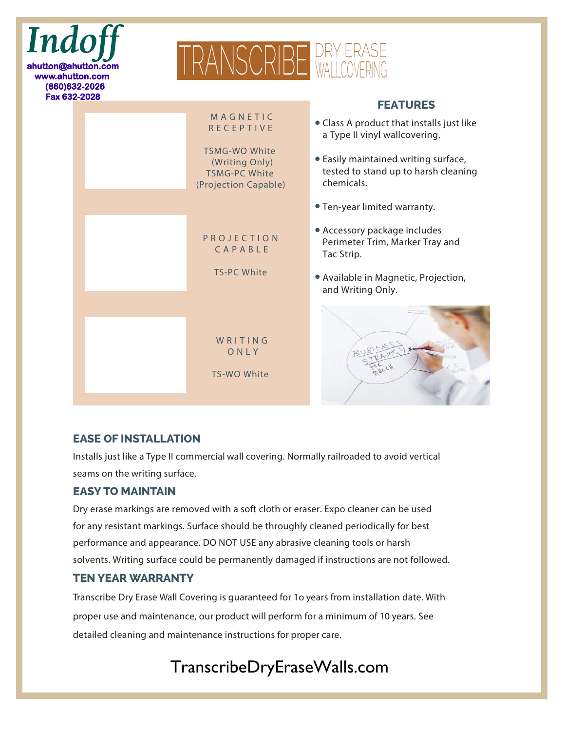# Indoff

ahutton@ahutton.com
www.ahutton.com
(860)632-2026
Fax 632-2028

# TRANSCRIBE DRY ERASE WALLCOVERING

**MAGNETIC RECEPTIVE**

TSMG-WO White (Writing Only)
TSMG-PC White (Projection Capable)

**PROJECTION CAPABLE**

TS-PC White

**WRITING ONLY**

TS-WO White

## FEATURES

- Class A product that installs just like a Type II vinyl wallcovering.
- Easily maintained writing surface, tested to stand up to harsh cleaning chemicals.
- Ten-year limited warranty.
- Accessory package includes Perimeter Trim, Marker Tray and Tac Strip.
- Available in Magnetic, Projection, and Writing Only.

## EASE OF INSTALLATION

Installs just like a Type II commercial wall covering. Normally railroaded to avoid vertical seams on the writing surface.

## EASY TO MAINTAIN

Dry erase markings are removed with a soft cloth or eraser. Expo cleaner can be used for any resistant markings. Surface should be throughly cleaned periodically for best performance and appearance. DO NOT USE any abrasive cleaning tools or harsh solvents. Writing surface could be permanently damaged if instructions are not followed.

## TEN YEAR WARRANTY

Transcribe Dry Erase Wall Covering is guaranteed for 1o years from installation date. With proper use and maintenance, our product will perform for a minimum of 10 years. See detailed cleaning and maintenance instructions for proper care.

TranscribeDryEraseWalls.com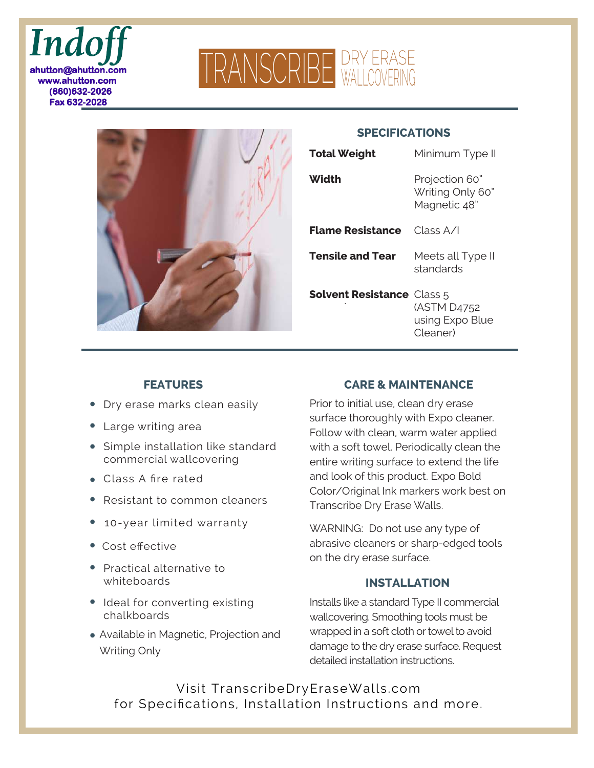# Indoff

ahutton@ahutton.com
www.ahutton.com
(860)632-2026
Fax 632-2028

# TRANSCRIBE DRY ERASE WALLCOVERING

## SPECIFICATIONS

| | |
|---|---|
| **Total Weight** | Minimum Type II |
| **Width** | Projection 60"<br>Writing Only 60"<br>Magnetic 48" |
| **Flame Resistance** | Class A/I |
| **Tensile and Tear** | Meets all Type II standards |
| **Solvent Resistance** | Class 5 (ASTM D4752 using Expo Blue Cleaner) |

## FEATURES

- Dry erase marks clean easily
- Large writing area
- Simple installation like standard commercial wallcovering
- Class A fire rated
- Resistant to common cleaners
- 10-year limited warranty
- Cost effective
- Practical alternative to whiteboards
- Ideal for converting existing chalkboards
- Available in Magnetic, Projection and Writing Only

## CARE & MAINTENANCE

Prior to initial use, clean dry erase surface thoroughly with Expo cleaner. Follow with clean, warm water applied with a soft towel. Periodically clean the entire writing surface to extend the life and look of this product. Expo Bold Color/Original Ink markers work best on Transcribe Dry Erase Walls.

WARNING: Do not use any type of abrasive cleaners or sharp-edged tools on the dry erase surface.

## INSTALLATION

Installs like a standard Type II commercial wallcovering. Smoothing tools must be wrapped in a soft cloth or towel to avoid damage to the dry erase surface. Request detailed installation instructions.

Visit TranscribeDryEraseWalls.com
for Specifications, Installation Instructions and more.